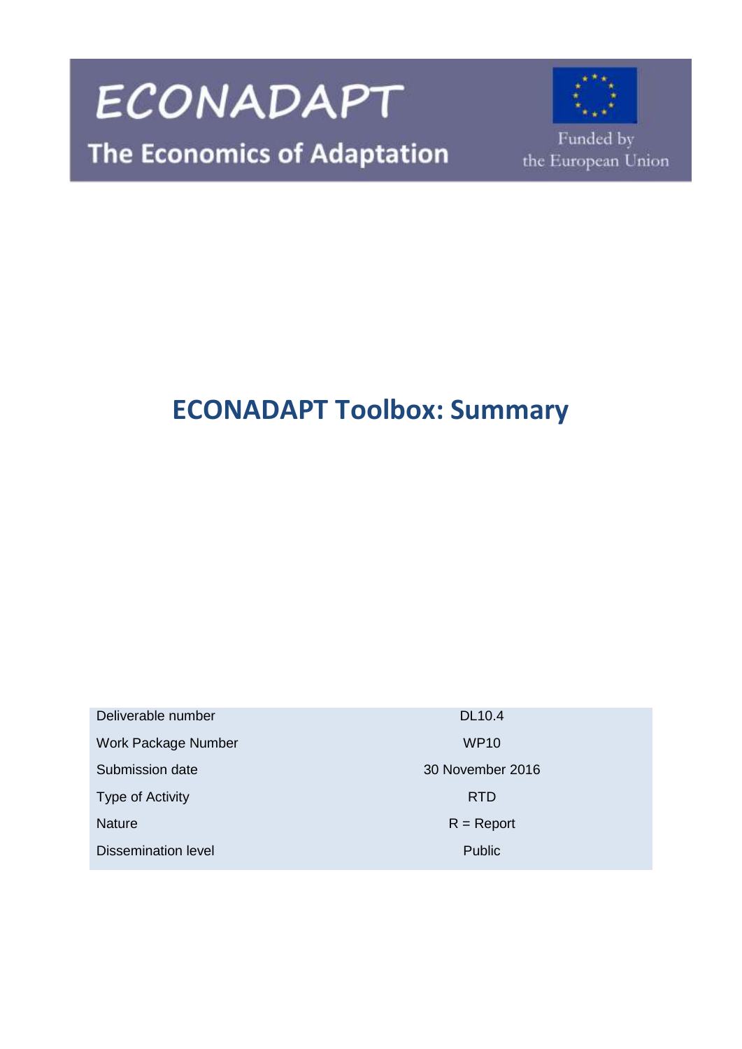ECONADAPT

The Economics of Adaptation

Funded by the European Union

# ECONADAPT Toolbox: Summary

| | |
|---|---|
| Deliverable number | DL10.4 |
| Work Package Number | WP10 |
| Submission date | 30 November 2016 |
| Type of Activity | RTD |
| Nature | R = Report |
| Dissemination level | Public |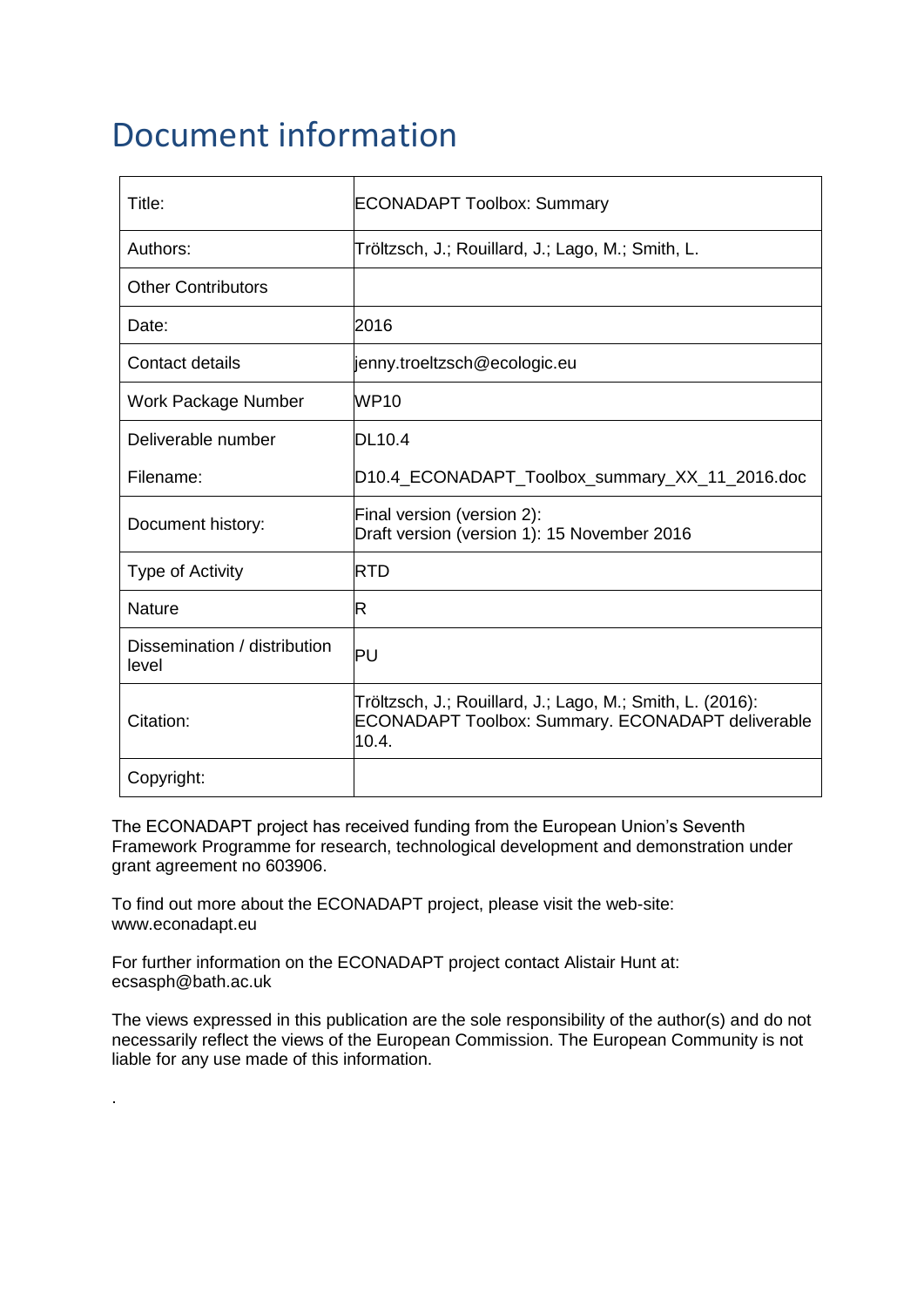# Document information

| Title: | ECONADAPT Toolbox: Summary |
|---|---|
| Authors: | Tröltzsch, J.; Rouillard, J.; Lago, M.; Smith, L. |
| Other Contributors | |
| Date: | 2016 |
| Contact details | jenny.troeltzsch@ecologic.eu |
| Work Package Number | WP10 |
| Deliverable number<br>Filename: | DL10.4<br>D10.4_ECONADAPT_Toolbox_summary_XX_11_2016.doc |
| Document history: | Final version (version 2):<br>Draft version (version 1): 15 November 2016 |
| Type of Activity | RTD |
| Nature | R |
| Dissemination / distribution level | PU |
| Citation: | Tröltzsch, J.; Rouillard, J.; Lago, M.; Smith, L. (2016): ECONADAPT Toolbox: Summary. ECONADAPT deliverable 10.4. |
| Copyright: | |

The ECONADAPT project has received funding from the European Union's Seventh Framework Programme for research, technological development and demonstration under grant agreement no 603906.

To find out more about the ECONADAPT project, please visit the web-site: www.econadapt.eu

For further information on the ECONADAPT project contact Alistair Hunt at: ecsasph@bath.ac.uk

The views expressed in this publication are the sole responsibility of the author(s) and do not necessarily reflect the views of the European Commission. The European Community is not liable for any use made of this information.

.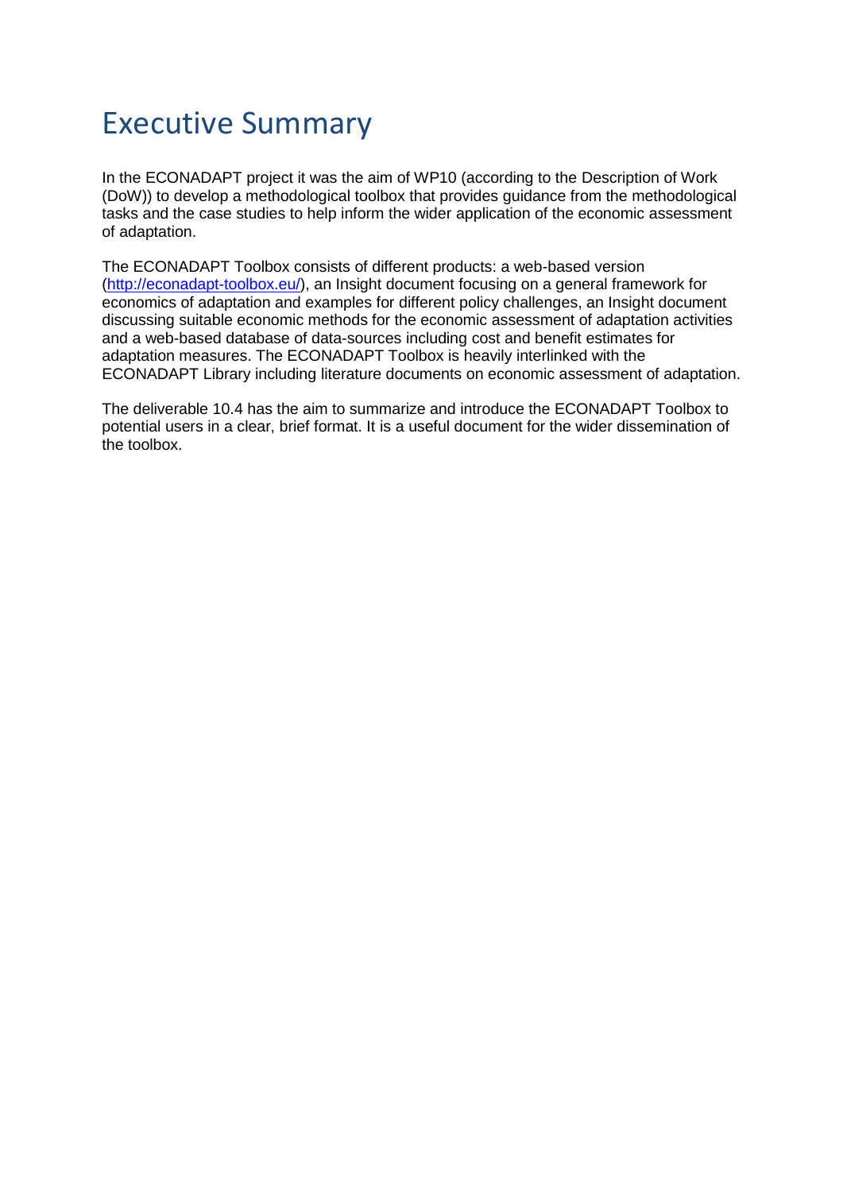# Executive Summary

In the ECONADAPT project it was the aim of WP10 (according to the Description of Work (DoW)) to develop a methodological toolbox that provides guidance from the methodological tasks and the case studies to help inform the wider application of the economic assessment of adaptation.

The ECONADAPT Toolbox consists of different products: a web-based version (http://econadapt-toolbox.eu/), an Insight document focusing on a general framework for economics of adaptation and examples for different policy challenges, an Insight document discussing suitable economic methods for the economic assessment of adaptation activities and a web-based database of data-sources including cost and benefit estimates for adaptation measures. The ECONADAPT Toolbox is heavily interlinked with the ECONADAPT Library including literature documents on economic assessment of adaptation.

The deliverable 10.4 has the aim to summarize and introduce the ECONADAPT Toolbox to potential users in a clear, brief format. It is a useful document for the wider dissemination of the toolbox.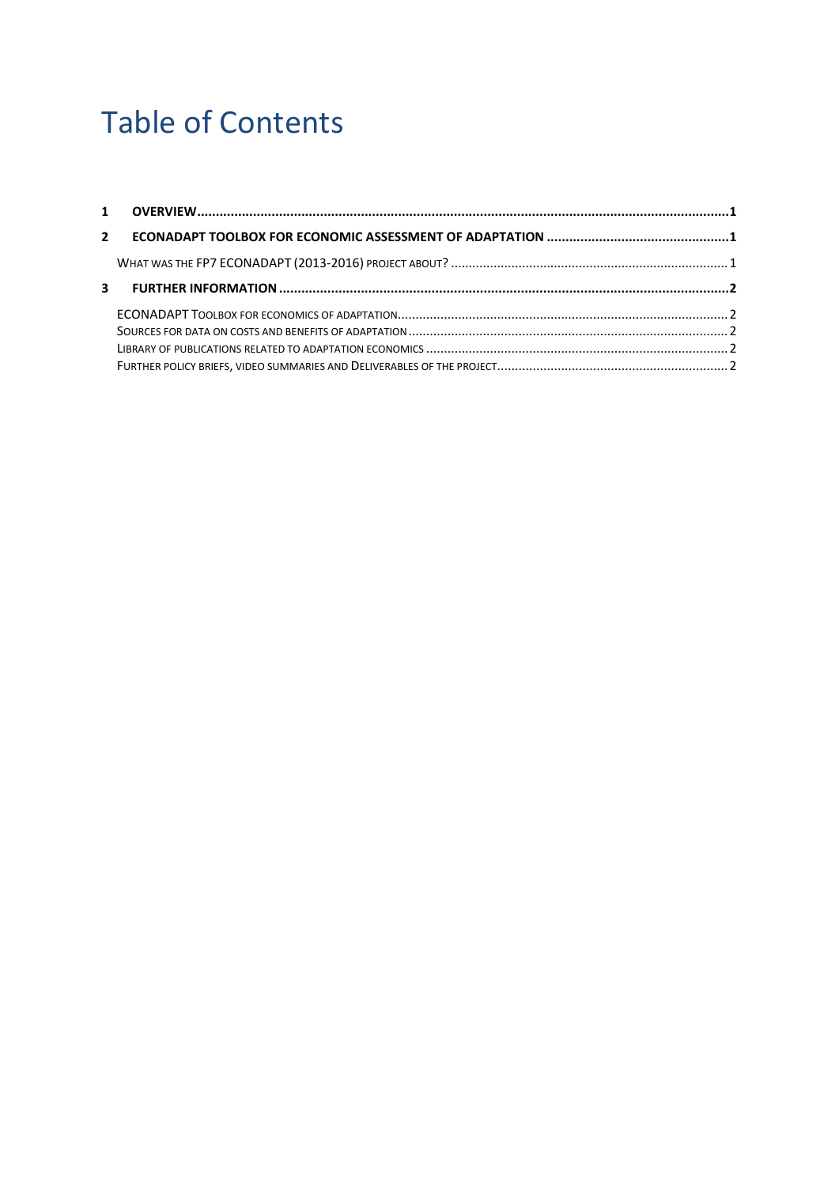# Table of Contents

**1 OVERVIEW** ........................................................................................................................................**1**

**2 ECONADAPT TOOLBOX FOR ECONOMIC ASSESSMENT OF ADAPTATION** ...............................................**1**

- WHAT WAS THE FP7 ECONADAPT (2013-2016) PROJECT ABOUT? ........................................................................... 1

**3 FURTHER INFORMATION** ......................................................................................................................**2**

- ECONADAPT TOOLBOX FOR ECONOMICS OF ADAPTATION........................................................................................ 2
- SOURCES FOR DATA ON COSTS AND BENEFITS OF ADAPTATION ................................................................................ 2
- LIBRARY OF PUBLICATIONS RELATED TO ADAPTATION ECONOMICS ........................................................................... 2
- FURTHER POLICY BRIEFS, VIDEO SUMMARIES AND DELIVERABLES OF THE PROJECT....................................................... 2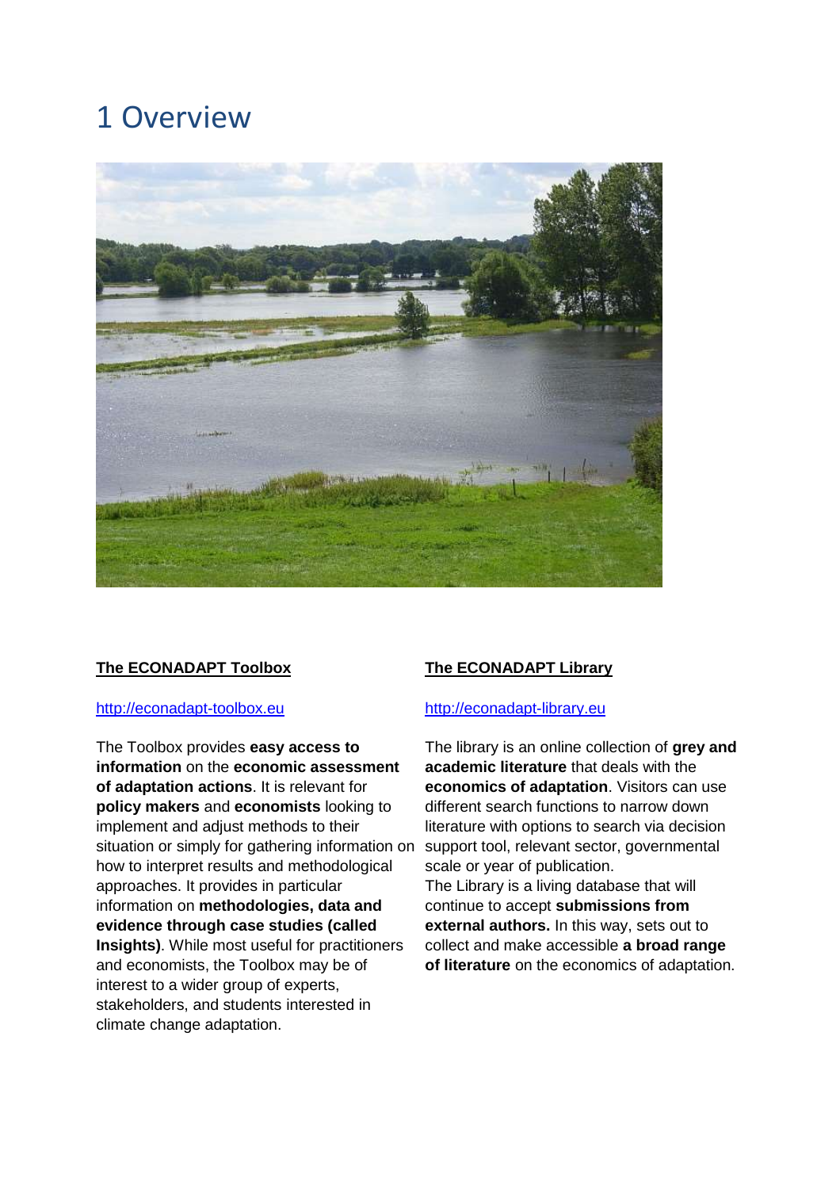# 1 Overview

**The ECONADAPT Toolbox**

http://econadapt-toolbox.eu

The Toolbox provides **easy access to information** on the **economic assessment of adaptation actions**. It is relevant for **policy makers** and **economists** looking to implement and adjust methods to their situation or simply for gathering information on how to interpret results and methodological approaches. It provides in particular information on **methodologies, data and evidence through case studies (called Insights)**. While most useful for practitioners and economists, the Toolbox may be of interest to a wider group of experts, stakeholders, and students interested in climate change adaptation.

**The ECONADAPT Library**

http://econadapt-library.eu

The library is an online collection of **grey and academic literature** that deals with the **economics of adaptation**. Visitors can use different search functions to narrow down literature with options to search via decision support tool, relevant sector, governmental scale or year of publication.

The Library is a living database that will continue to accept **submissions from external authors.** In this way, sets out to collect and make accessible **a broad range of literature** on the economics of adaptation.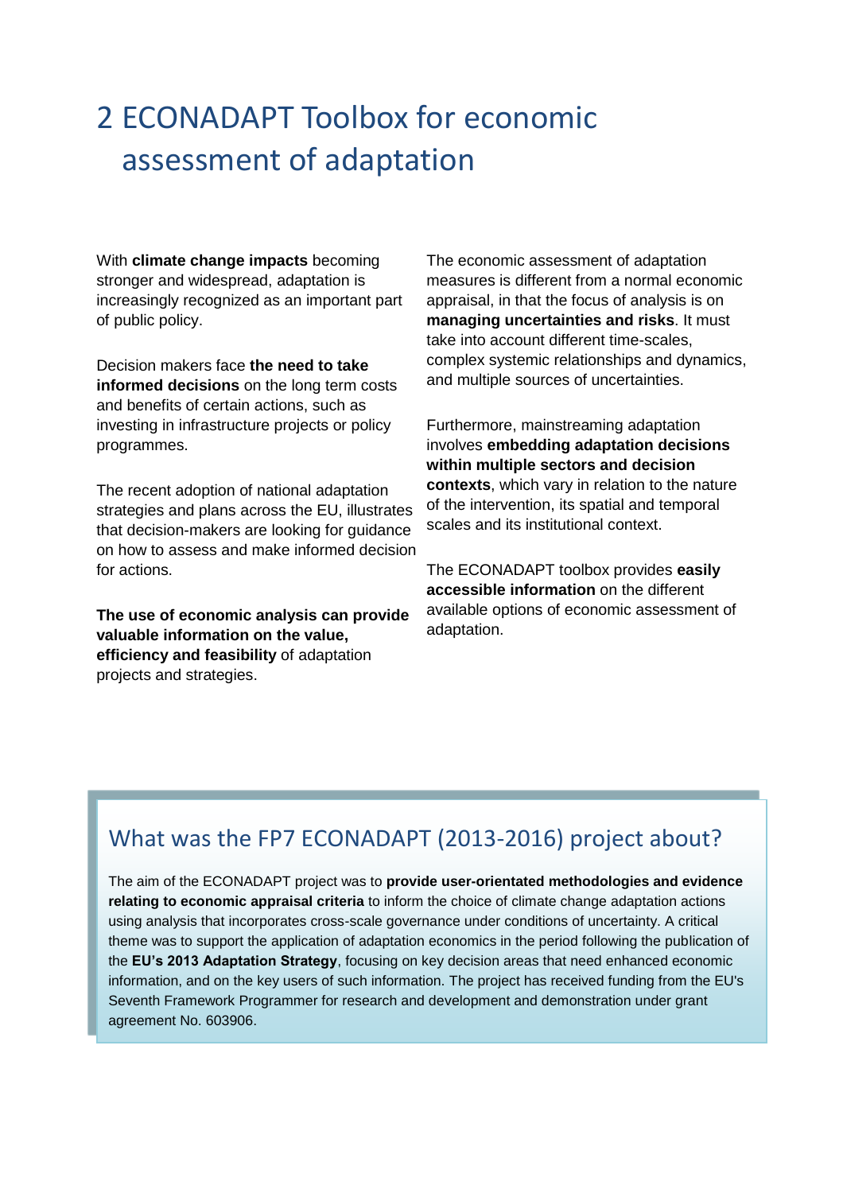# 2 ECONADAPT Toolbox for economic assessment of adaptation

With **climate change impacts** becoming stronger and widespread, adaptation is increasingly recognized as an important part of public policy.

Decision makers face **the need to take informed decisions** on the long term costs and benefits of certain actions, such as investing in infrastructure projects or policy programmes.

The recent adoption of national adaptation strategies and plans across the EU, illustrates that decision-makers are looking for guidance on how to assess and make informed decision for actions.

**The use of economic analysis can provide valuable information on the value, efficiency and feasibility** of adaptation projects and strategies.

The economic assessment of adaptation measures is different from a normal economic appraisal, in that the focus of analysis is on **managing uncertainties and risks**. It must take into account different time-scales, complex systemic relationships and dynamics, and multiple sources of uncertainties.

Furthermore, mainstreaming adaptation involves **embedding adaptation decisions within multiple sectors and decision contexts**, which vary in relation to the nature of the intervention, its spatial and temporal scales and its institutional context.

The ECONADAPT toolbox provides **easily accessible information** on the different available options of economic assessment of adaptation.

## What was the FP7 ECONADAPT (2013-2016) project about?

The aim of the ECONADAPT project was to **provide user-orientated methodologies and evidence relating to economic appraisal criteria** to inform the choice of climate change adaptation actions using analysis that incorporates cross-scale governance under conditions of uncertainty. A critical theme was to support the application of adaptation economics in the period following the publication of the **EU's 2013 Adaptation Strategy**, focusing on key decision areas that need enhanced economic information, and on the key users of such information. The project has received funding from the EU's Seventh Framework Programmer for research and development and demonstration under grant agreement No. 603906.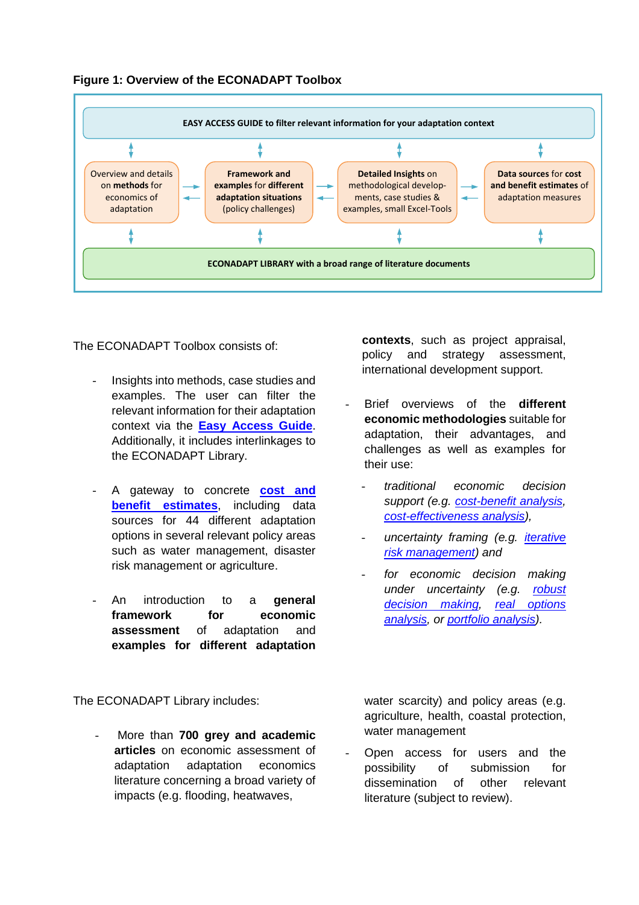**Figure 1: Overview of the ECONADAPT Toolbox**

EASY ACCESS GUIDE to filter relevant information for your adaptation context

Overview and details on methods for economics of adaptation

Framework and examples for different adaptation situations (policy challenges)

Detailed Insights on methodological developments, case studies & examples, small Excel-Tools

Data sources for cost and benefit estimates of adaptation measures

ECONADAPT LIBRARY with a broad range of literature documents

The ECONADAPT Toolbox consists of:

- Insights into methods, case studies and examples. The user can filter the relevant information for their adaptation context via the **Easy Access Guide**. Additionally, it includes interlinkages to the ECONADAPT Library.
- A gateway to concrete **cost and benefit estimates**, including data sources for 44 different adaptation options in several relevant policy areas such as water management, disaster risk management or agriculture.
- An introduction to a **general framework for economic assessment** of adaptation and **examples for different adaptation contexts**, such as project appraisal, policy and strategy assessment, international development support.
- Brief overviews of the **different economic methodologies** suitable for adaptation, their advantages, and challenges as well as examples for their use:
  - *traditional economic decision support (e.g. cost-benefit analysis, cost-effectiveness analysis),*
  - *uncertainty framing (e.g. iterative risk management) and*
  - *for economic decision making under uncertainty (e.g. robust decision making, real options analysis, or portfolio analysis).*

The ECONADAPT Library includes:

- More than **700 grey and academic articles** on economic assessment of adaptation adaptation economics literature concerning a broad variety of impacts (e.g. flooding, heatwaves, water scarcity) and policy areas (e.g. agriculture, health, coastal protection, water management
- Open access for users and the possibility of submission for dissemination of other relevant literature (subject to review).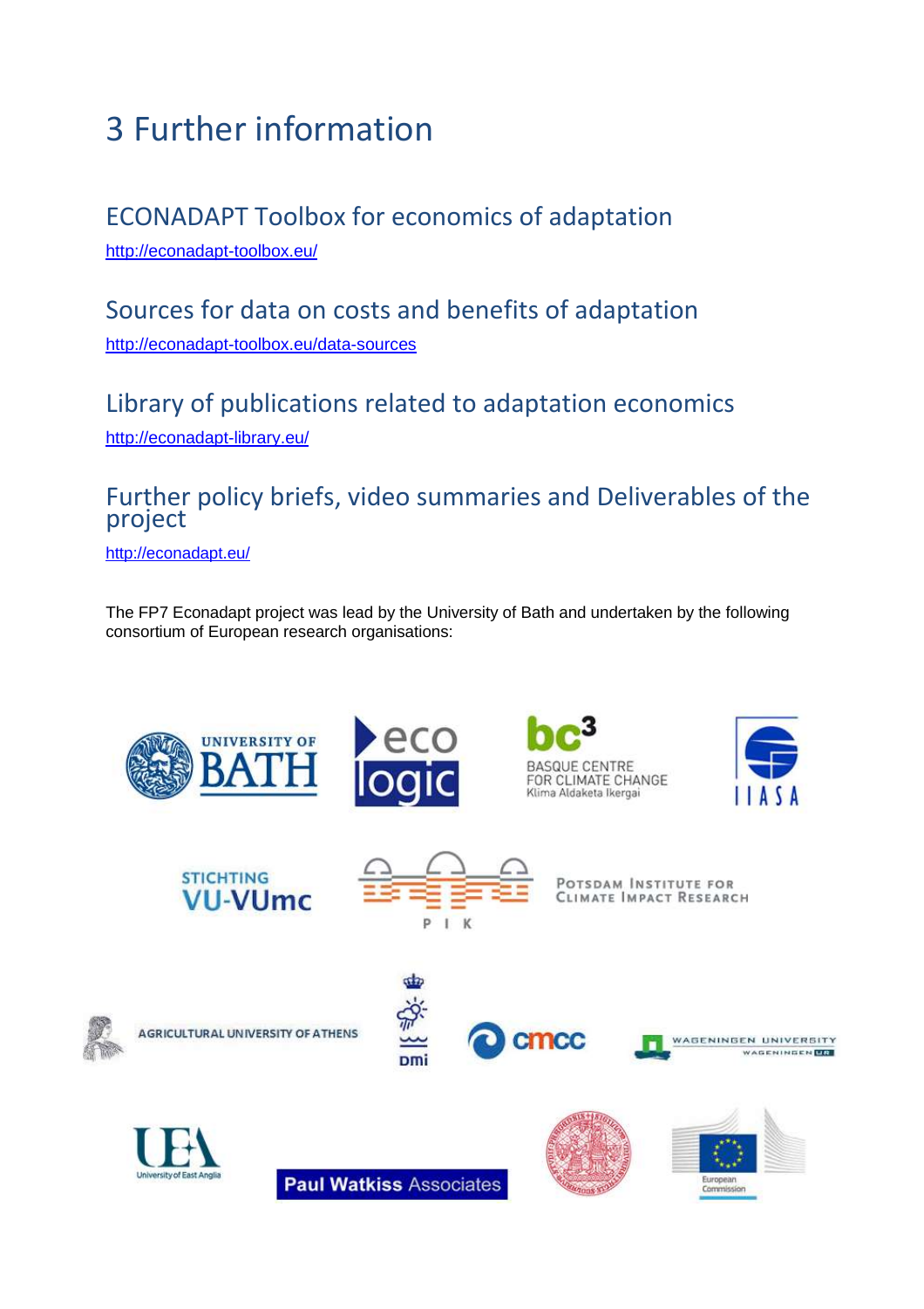# 3 Further information

## ECONADAPT Toolbox for economics of adaptation

http://econadapt-toolbox.eu/

## Sources for data on costs and benefits of adaptation

http://econadapt-toolbox.eu/data-sources

## Library of publications related to adaptation economics

http://econadapt-library.eu/

## Further policy briefs, video summaries and Deliverables of the project

http://econadapt.eu/

The FP7 Econadapt project was lead by the University of Bath and undertaken by the following consortium of European research organisations: